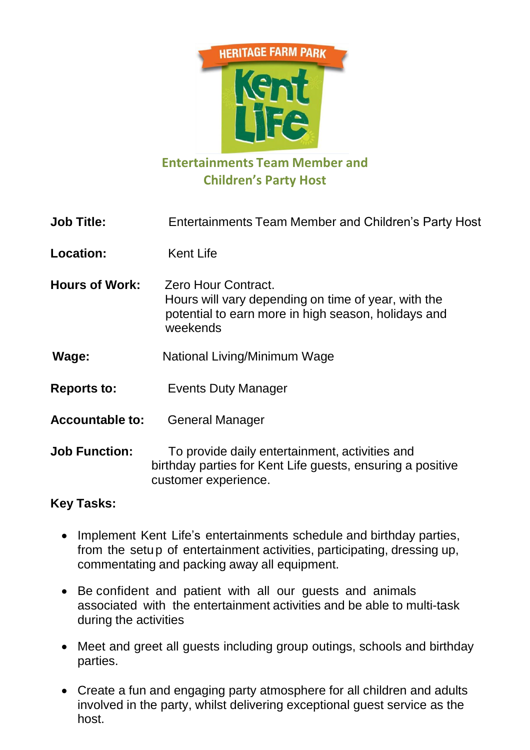HERITAGE FARM PARK

Kent Life

## Entertainments Team Member and Children's Party Host

**Job Title:** Entertainments Team Member and Children's Party Host

**Location:** Kent Life

**Hours of Work:** Zero Hour Contract.
Hours will vary depending on time of year, with the potential to earn more in high season, holidays and weekends

**Wage:** National Living/Minimum Wage

**Reports to:** Events Duty Manager

**Accountable to:** General Manager

**Job Function:** To provide daily entertainment, activities and birthday parties for Kent Life guests, ensuring a positive customer experience.

**Key Tasks:**

- Implement Kent Life's entertainments schedule and birthday parties, from the setup of entertainment activities, participating, dressing up, commentating and packing away all equipment.
- Be confident and patient with all our guests and animals associated with the entertainment activities and be able to multi-task during the activities
- Meet and greet all guests including group outings, schools and birthday parties.
- Create a fun and engaging party atmosphere for all children and adults involved in the party, whilst delivering exceptional guest service as the host.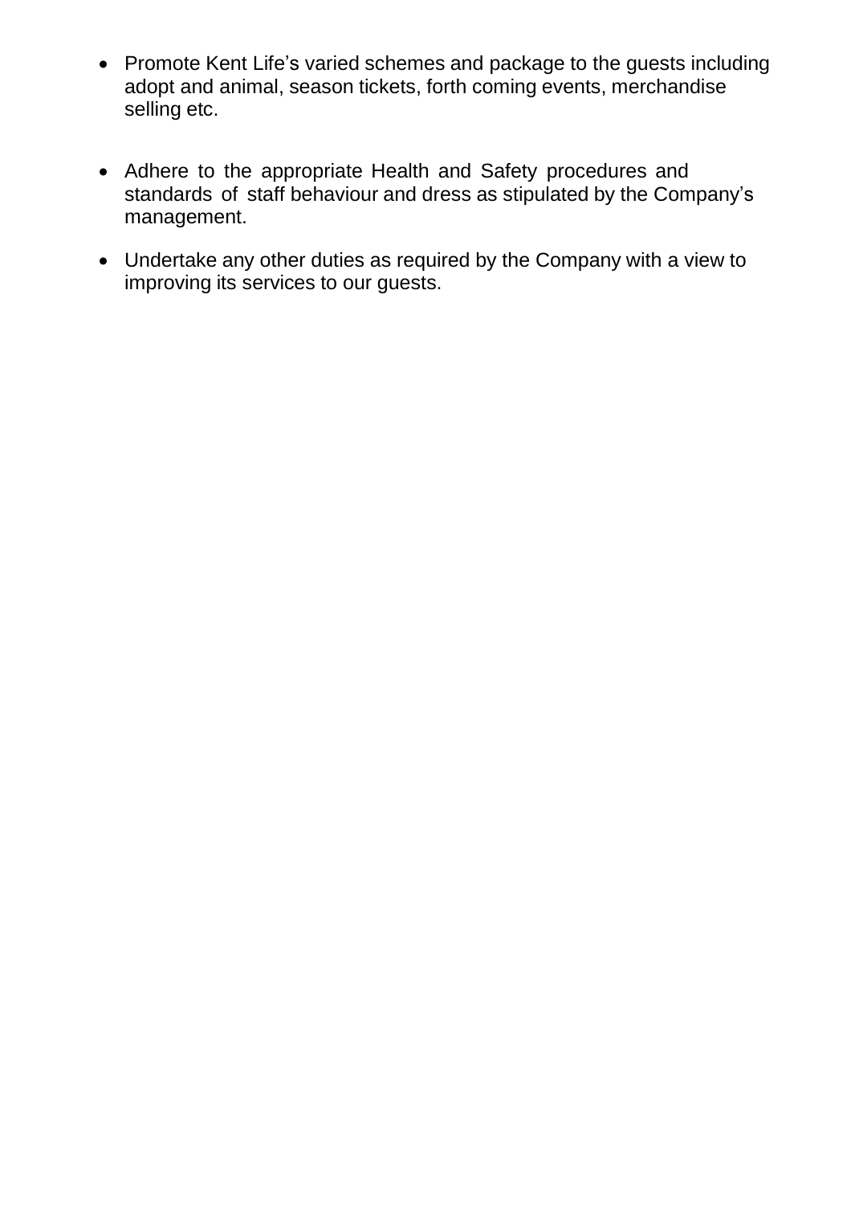- Promote Kent Life's varied schemes and package to the guests including adopt and animal, season tickets, forth coming events, merchandise selling etc.

- Adhere to the appropriate Health and Safety procedures and standards of staff behaviour and dress as stipulated by the Company's management.

- Undertake any other duties as required by the Company with a view to improving its services to our guests.